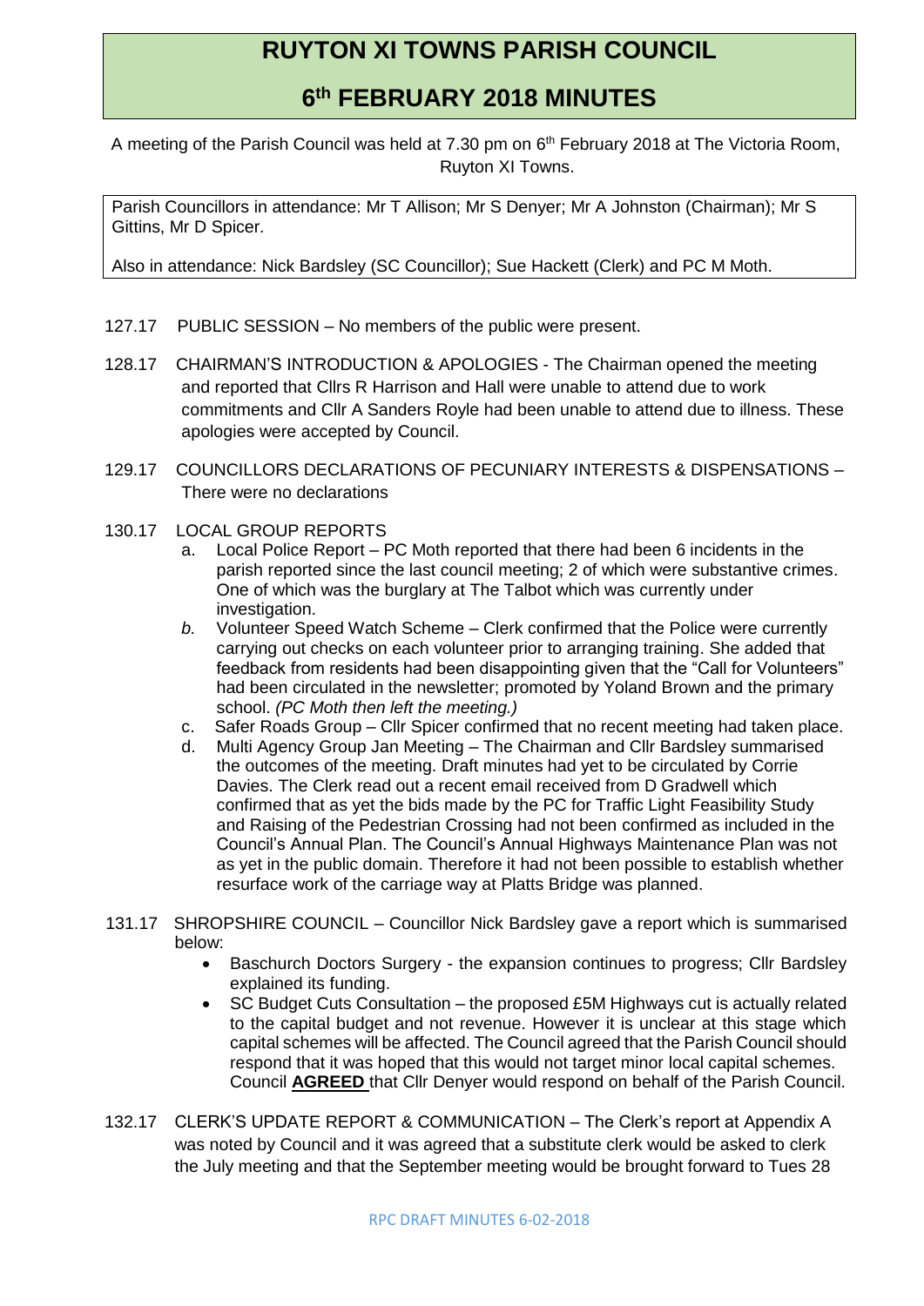# RUYTON XI TOWNS PARISH COUNCIL

## 6th FEBRUARY 2018 MINUTES

A meeting of the Parish Council was held at 7.30 pm on 6th February 2018 at The Victoria Room, Ruyton XI Towns.

Parish Councillors in attendance: Mr T Allison; Mr S Denyer; Mr A Johnston (Chairman); Mr S Gittins, Mr D Spicer.

Also in attendance: Nick Bardsley (SC Councillor); Sue Hackett (Clerk) and PC M Moth.

127.17 PUBLIC SESSION – No members of the public were present.

128.17 CHAIRMAN'S INTRODUCTION & APOLOGIES - The Chairman opened the meeting and reported that Cllrs R Harrison and Hall were unable to attend due to work commitments and Cllr A Sanders Royle had been unable to attend due to illness. These apologies were accepted by Council.

129.17 COUNCILLORS DECLARATIONS OF PECUNIARY INTERESTS & DISPENSATIONS – There were no declarations

130.17 LOCAL GROUP REPORTS

a. Local Police Report – PC Moth reported that there had been 6 incidents in the parish reported since the last council meeting; 2 of which were substantive crimes. One of which was the burglary at The Talbot which was currently under investigation.

*b.* Volunteer Speed Watch Scheme – Clerk confirmed that the Police were currently carrying out checks on each volunteer prior to arranging training. She added that feedback from residents had been disappointing given that the "Call for Volunteers" had been circulated in the newsletter; promoted by Yoland Brown and the primary school. *(PC Moth then left the meeting.)*

c. Safer Roads Group – Cllr Spicer confirmed that no recent meeting had taken place.

d. Multi Agency Group Jan Meeting – The Chairman and Cllr Bardsley summarised the outcomes of the meeting. Draft minutes had yet to be circulated by Corrie Davies. The Clerk read out a recent email received from D Gradwell which confirmed that as yet the bids made by the PC for Traffic Light Feasibility Study and Raising of the Pedestrian Crossing had not been confirmed as included in the Council's Annual Plan. The Council's Annual Highways Maintenance Plan was not as yet in the public domain. Therefore it had not been possible to establish whether resurface work of the carriage way at Platts Bridge was planned.

131.17 SHROPSHIRE COUNCIL – Councillor Nick Bardsley gave a report which is summarised below:

- Baschurch Doctors Surgery - the expansion continues to progress; Cllr Bardsley explained its funding.
- SC Budget Cuts Consultation – the proposed £5M Highways cut is actually related to the capital budget and not revenue. However it is unclear at this stage which capital schemes will be affected. The Council agreed that the Parish Council should respond that it was hoped that this would not target minor local capital schemes. Council **AGREED** that Cllr Denyer would respond on behalf of the Parish Council.

132.17 CLERK'S UPDATE REPORT & COMMUNICATION – The Clerk's report at Appendix A was noted by Council and it was agreed that a substitute clerk would be asked to clerk the July meeting and that the September meeting would be brought forward to Tues 28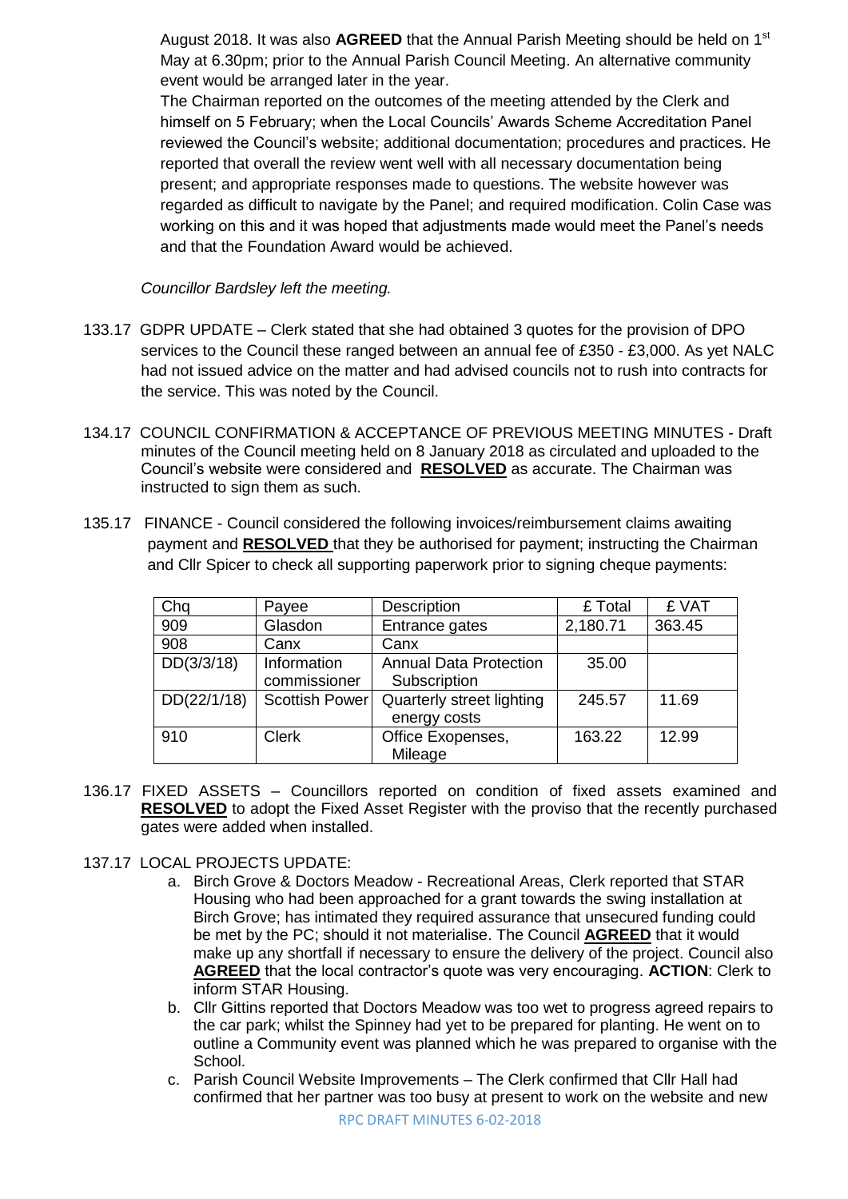August 2018. It was also **AGREED** that the Annual Parish Meeting should be held on 1st May at 6.30pm; prior to the Annual Parish Council Meeting. An alternative community event would be arranged later in the year.

The Chairman reported on the outcomes of the meeting attended by the Clerk and himself on 5 February; when the Local Councils' Awards Scheme Accreditation Panel reviewed the Council's website; additional documentation; procedures and practices. He reported that overall the review went well with all necessary documentation being present; and appropriate responses made to questions. The website however was regarded as difficult to navigate by the Panel; and required modification. Colin Case was working on this and it was hoped that adjustments made would meet the Panel's needs and that the Foundation Award would be achieved.

*Councillor Bardsley left the meeting.*

133.17 GDPR UPDATE – Clerk stated that she had obtained 3 quotes for the provision of DPO services to the Council these ranged between an annual fee of £350 - £3,000. As yet NALC had not issued advice on the matter and had advised councils not to rush into contracts for the service. This was noted by the Council.

134.17 COUNCIL CONFIRMATION & ACCEPTANCE OF PREVIOUS MEETING MINUTES - Draft minutes of the Council meeting held on 8 January 2018 as circulated and uploaded to the Council's website were considered and **RESOLVED** as accurate. The Chairman was instructed to sign them as such.

135.17 FINANCE - Council considered the following invoices/reimbursement claims awaiting payment and **RESOLVED** that they be authorised for payment; instructing the Chairman and Cllr Spicer to check all supporting paperwork prior to signing cheque payments:

| Chq | Payee | Description | £ Total | £ VAT |
|---|---|---|---|---|
| 909 | Glasdon | Entrance gates | 2,180.71 | 363.45 |
| 908 | Canx | Canx | | |
| DD(3/3/18) | Information commissioner | Annual Data Protection Subscription | 35.00 | |
| DD(22/1/18) | Scottish Power | Quarterly street lighting energy costs | 245.57 | 11.69 |
| 910 | Clerk | Office Exopenses, Mileage | 163.22 | 12.99 |

136.17 FIXED ASSETS – Councillors reported on condition of fixed assets examined and **RESOLVED** to adopt the Fixed Asset Register with the proviso that the recently purchased gates were added when installed.

137.17 LOCAL PROJECTS UPDATE:

a. Birch Grove & Doctors Meadow - Recreational Areas, Clerk reported that STAR Housing who had been approached for a grant towards the swing installation at Birch Grove; has intimated they required assurance that unsecured funding could be met by the PC; should it not materialise. The Council **AGREED** that it would make up any shortfall if necessary to ensure the delivery of the project. Council also **AGREED** that the local contractor's quote was very encouraging. **ACTION**: Clerk to inform STAR Housing.

b. Cllr Gittins reported that Doctors Meadow was too wet to progress agreed repairs to the car park; whilst the Spinney had yet to be prepared for planting. He went on to outline a Community event was planned which he was prepared to organise with the School.

c. Parish Council Website Improvements – The Clerk confirmed that Cllr Hall had confirmed that her partner was too busy at present to work on the website and new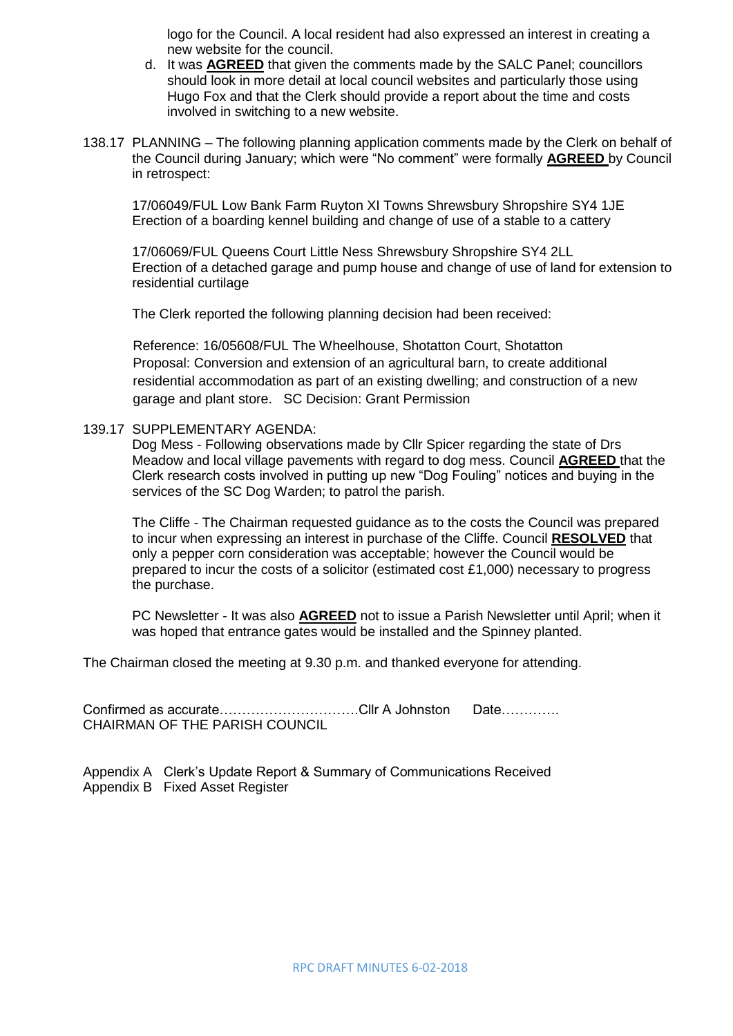logo for the Council. A local resident had also expressed an interest in creating a new website for the council.

d. It was **AGREED** that given the comments made by the SALC Panel; councillors should look in more detail at local council websites and particularly those using Hugo Fox and that the Clerk should provide a report about the time and costs involved in switching to a new website.

138.17 PLANNING – The following planning application comments made by the Clerk on behalf of the Council during January; which were "No comment" were formally **AGREED** by Council in retrospect:

17/06049/FUL Low Bank Farm Ruyton XI Towns Shrewsbury Shropshire SY4 1JE
Erection of a boarding kennel building and change of use of a stable to a cattery

17/06069/FUL Queens Court Little Ness Shrewsbury Shropshire SY4 2LL
Erection of a detached garage and pump house and change of use of land for extension to residential curtilage

The Clerk reported the following planning decision had been received:

Reference: 16/05608/FUL The Wheelhouse, Shotatton Court, Shotatton
Proposal: Conversion and extension of an agricultural barn, to create additional residential accommodation as part of an existing dwelling; and construction of a new garage and plant store. SC Decision: Grant Permission

139.17 SUPPLEMENTARY AGENDA:

Dog Mess - Following observations made by Cllr Spicer regarding the state of Drs Meadow and local village pavements with regard to dog mess. Council **AGREED** that the Clerk research costs involved in putting up new "Dog Fouling" notices and buying in the services of the SC Dog Warden; to patrol the parish.

The Cliffe - The Chairman requested guidance as to the costs the Council was prepared to incur when expressing an interest in purchase of the Cliffe. Council **RESOLVED** that only a pepper corn consideration was acceptable; however the Council would be prepared to incur the costs of a solicitor (estimated cost £1,000) necessary to progress the purchase.

PC Newsletter - It was also **AGREED** not to issue a Parish Newsletter until April; when it was hoped that entrance gates would be installed and the Spinney planted.

The Chairman closed the meeting at 9.30 p.m. and thanked everyone for attending.

Confirmed as accurate…………………………Cllr A Johnston Date………….
CHAIRMAN OF THE PARISH COUNCIL

Appendix A Clerk's Update Report & Summary of Communications Received
Appendix B Fixed Asset Register